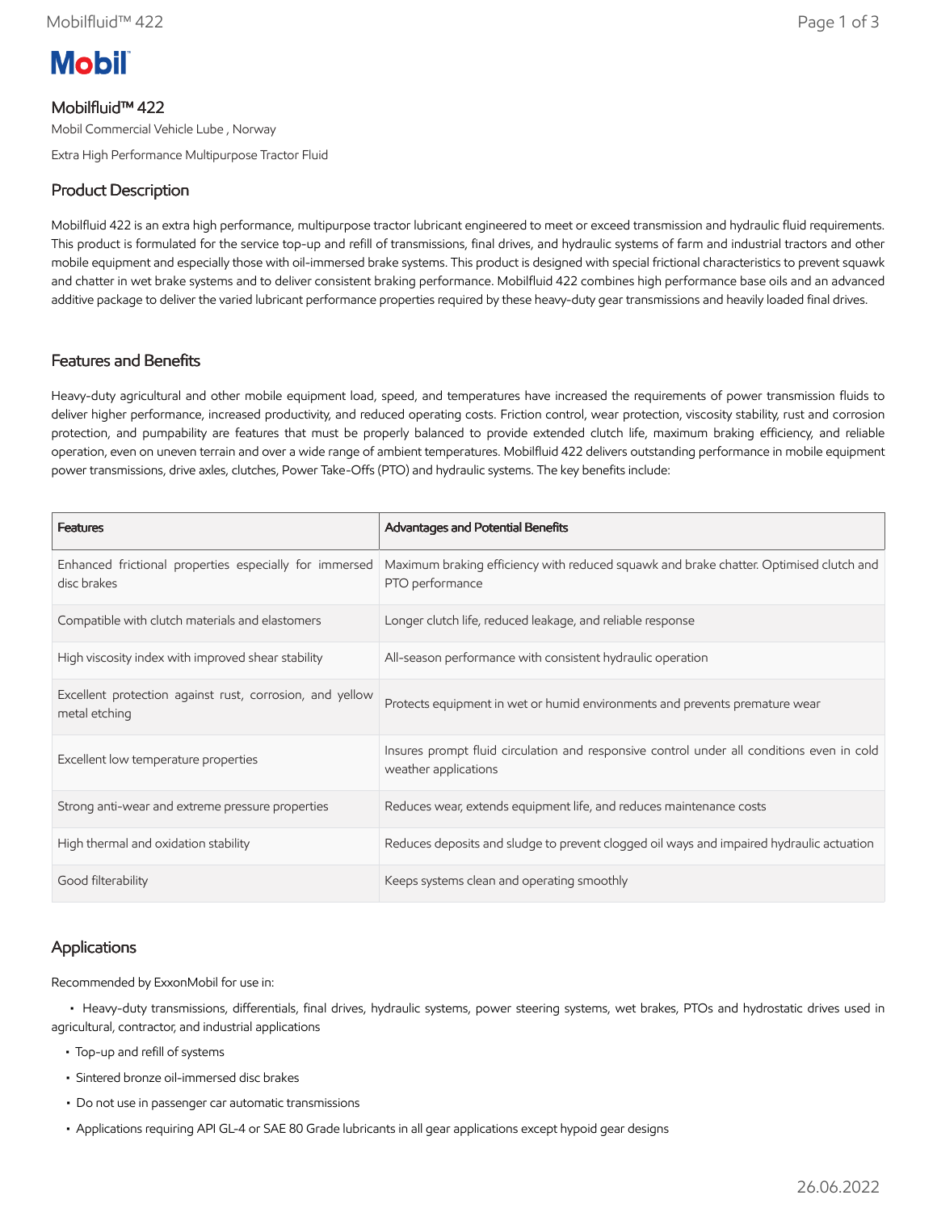Mobil

# Mobilfluid™ 422

Mobil Commercial Vehicle Lube , Norway

Extra High Performance Multipurpose Tractor Fluid

## Product Description

Mobilfluid 422 is an extra high performance, multipurpose tractor lubricant engineered to meet or exceed transmission and hydraulic fluid requirements. This product is formulated for the service top-up and refill of transmissions, final drives, and hydraulic systems of farm and industrial tractors and other mobile equipment and especially those with oil-immersed brake systems. This product is designed with special frictional characteristics to prevent squawk and chatter in wet brake systems and to deliver consistent braking performance. Mobilfluid 422 combines high performance base oils and an advanced additive package to deliver the varied lubricant performance properties required by these heavy-duty gear transmissions and heavily loaded final drives.

## Features and Benefits

Heavy-duty agricultural and other mobile equipment load, speed, and temperatures have increased the requirements of power transmission fluids to deliver higher performance, increased productivity, and reduced operating costs. Friction control, wear protection, viscosity stability, rust and corrosion protection, and pumpability are features that must be properly balanced to provide extended clutch life, maximum braking efficiency, and reliable operation, even on uneven terrain and over a wide range of ambient temperatures. Mobilfluid 422 delivers outstanding performance in mobile equipment power transmissions, drive axles, clutches, Power Take-Offs (PTO) and hydraulic systems. The key benefits include:

| Features | Advantages and Potential Benefits |
|---|---|
| Enhanced frictional properties especially for immersed disc brakes | Maximum braking efficiency with reduced squawk and brake chatter. Optimised clutch and PTO performance |
| Compatible with clutch materials and elastomers | Longer clutch life, reduced leakage, and reliable response |
| High viscosity index with improved shear stability | All-season performance with consistent hydraulic operation |
| Excellent protection against rust, corrosion, and yellow metal etching | Protects equipment in wet or humid environments and prevents premature wear |
| Excellent low temperature properties | Insures prompt fluid circulation and responsive control under all conditions even in cold weather applications |
| Strong anti-wear and extreme pressure properties | Reduces wear, extends equipment life, and reduces maintenance costs |
| High thermal and oxidation stability | Reduces deposits and sludge to prevent clogged oil ways and impaired hydraulic actuation |
| Good filterability | Keeps systems clean and operating smoothly |

## Applications

Recommended by ExxonMobil for use in:

- Heavy-duty transmissions, differentials, final drives, hydraulic systems, power steering systems, wet brakes, PTOs and hydrostatic drives used in agricultural, contractor, and industrial applications
- Top-up and refill of systems
- Sintered bronze oil-immersed disc brakes
- Do not use in passenger car automatic transmissions
- Applications requiring API GL-4 or SAE 80 Grade lubricants in all gear applications except hypoid gear designs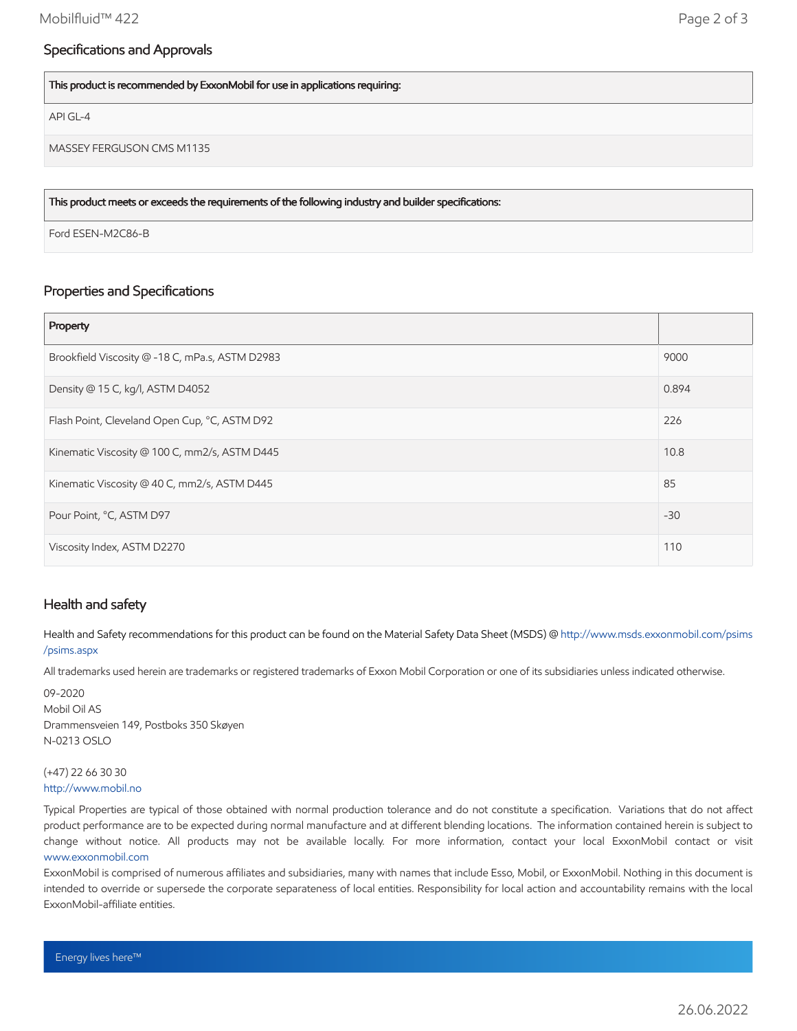## Specifications and Approvals

| This product is recommended by ExxonMobil for use in applications requiring: |
| --- |
| API GL-4 |
| MASSEY FERGUSON CMS M1135 |

| This product meets or exceeds the requirements of the following industry and builder specifications: |
| --- |
| Ford ESEN-M2C86-B |

## Properties and Specifications

| Property | |
| --- | --- |
| Brookfield Viscosity @ -18 C, mPa.s, ASTM D2983 | 9000 |
| Density @ 15 C, kg/l, ASTM D4052 | 0.894 |
| Flash Point, Cleveland Open Cup, °C, ASTM D92 | 226 |
| Kinematic Viscosity @ 100 C, mm2/s, ASTM D445 | 10.8 |
| Kinematic Viscosity @ 40 C, mm2/s, ASTM D445 | 85 |
| Pour Point, °C, ASTM D97 | -30 |
| Viscosity Index, ASTM D2270 | 110 |

## Health and safety

Health and Safety recommendations for this product can be found on the Material Safety Data Sheet (MSDS) @ http://www.msds.exxonmobil.com/psims/psims.aspx

All trademarks used herein are trademarks or registered trademarks of Exxon Mobil Corporation or one of its subsidiaries unless indicated otherwise.

09-2020
Mobil Oil AS
Drammensveien 149, Postboks 350 Skøyen
N-0213 OSLO

(+47) 22 66 30 30
http://www.mobil.no

Typical Properties are typical of those obtained with normal production tolerance and do not constitute a specification. Variations that do not affect product performance are to be expected during normal manufacture and at different blending locations. The information contained herein is subject to change without notice. All products may not be available locally. For more information, contact your local ExxonMobil contact or visit www.exxonmobil.com

ExxonMobil is comprised of numerous affiliates and subsidiaries, many with names that include Esso, Mobil, or ExxonMobil. Nothing in this document is intended to override or supersede the corporate separateness of local entities. Responsibility for local action and accountability remains with the local ExxonMobil-affiliate entities.

Energy lives here™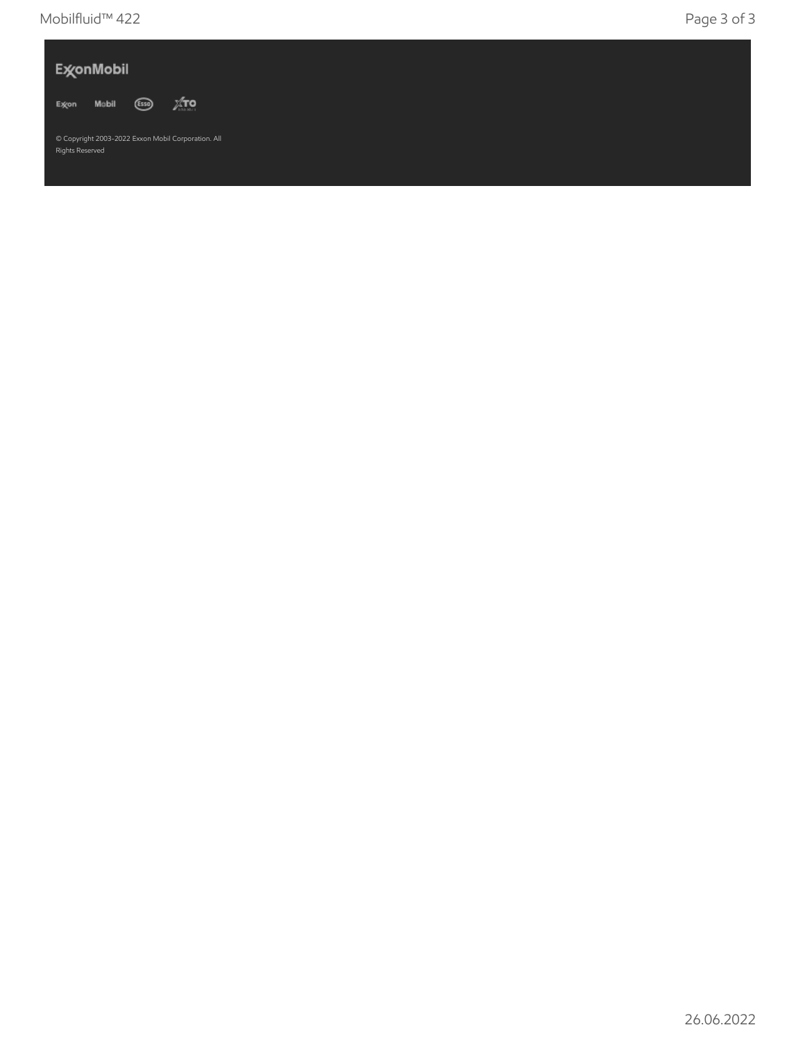ExxonMobil

Exxon Mobil Esso XTO

© Copyright 2003-2022 Exxon Mobil Corporation. All Rights Reserved